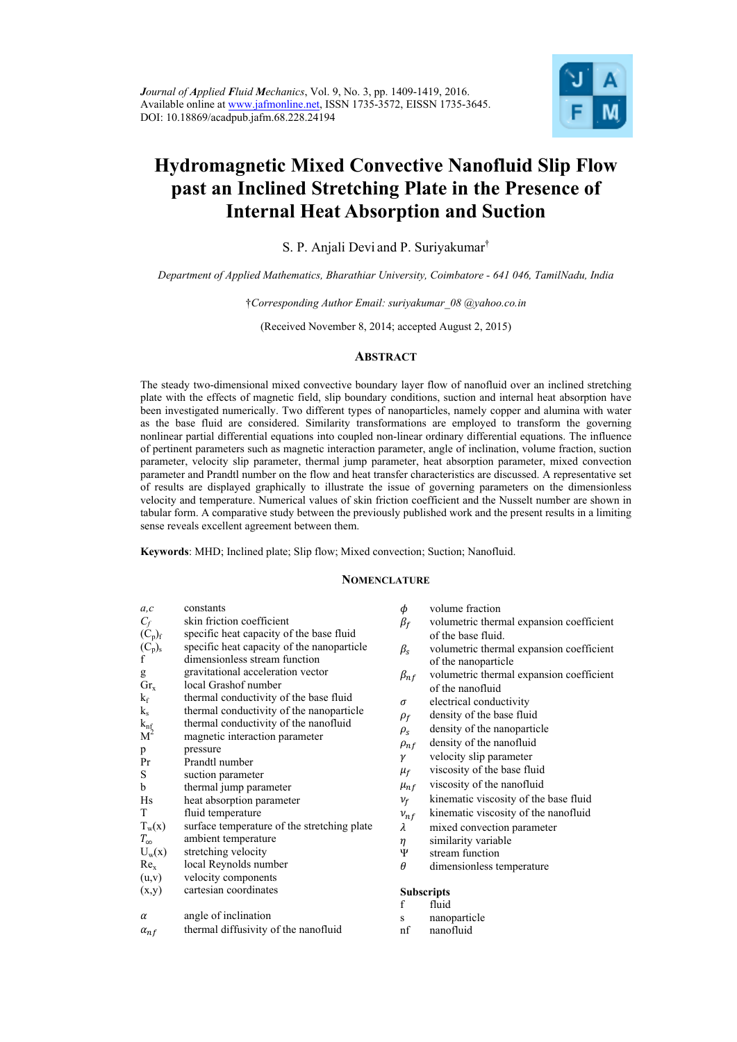*Journal of Applied Fluid Mechanics*, Vol. 9, No. 3, pp. 1409-1419, 2016.
Available online at www.jafmonline.net, ISSN 1735-3572, EISSN 1735-3645.
DOI: 10.18869/acadpub.jafm.68.228.24194

# Hydromagnetic Mixed Convective Nanofluid Slip Flow past an Inclined Stretching Plate in the Presence of Internal Heat Absorption and Suction

S. P. Anjali Devi and P. Suriyakumar[†]

*Department of Applied Mathematics, Bharathiar University, Coimbatore - 641 046, TamilNadu, India*

†*Corresponding Author Email: suriyakumar_08 @yahoo.co.in*

(Received November 8, 2014; accepted August 2, 2015)

## ABSTRACT

The steady two-dimensional mixed convective boundary layer flow of nanofluid over an inclined stretching plate with the effects of magnetic field, slip boundary conditions, suction and internal heat absorption have been investigated numerically. Two different types of nanoparticles, namely copper and alumina with water as the base fluid are considered. Similarity transformations are employed to transform the governing nonlinear partial differential equations into coupled non-linear ordinary differential equations. The influence of pertinent parameters such as magnetic interaction parameter, angle of inclination, volume fraction, suction parameter, velocity slip parameter, thermal jump parameter, heat absorption parameter, mixed convection parameter and Prandtl number on the flow and heat transfer characteristics are discussed. A representative set of results are displayed graphically to illustrate the issue of governing parameters on the dimensionless velocity and temperature. Numerical values of skin friction coefficient and the Nusselt number are shown in tabular form. A comparative study between the previously published work and the present results in a limiting sense reveals excellent agreement between them.

**Keywords**: MHD; Inclined plate; Slip flow; Mixed convection; Suction; Nanofluid.

## NOMENCLATURE

| | |
|---|---|
| $a,c$ | constants |
| $C_f$ | skin friction coefficient |
| $(C_p)_f$ | specific heat capacity of the base fluid |
| $(C_p)_s$ | specific heat capacity of the nanoparticle |
| f | dimensionless stream function |
| g | gravitational acceleration vector |
| $Gr_x$ | local Grashof number |
| $k_f$ | thermal conductivity of the base fluid |
| $k_s$ | thermal conductivity of the nanoparticle |
| $k_{nf}$ | thermal conductivity of the nanofluid |
| $M^2$ | magnetic interaction parameter |
| p | pressure |
| Pr | Prandtl number |
| S | suction parameter |
| b | thermal jump parameter |
| Hs | heat absorption parameter |
| T | fluid temperature |
| $T_w(x)$ | surface temperature of the stretching plate |
| $T_\infty$ | ambient temperature |
| $U_w(x)$ | stretching velocity |
| $Re_x$ | local Reynolds number |
| (u,v) | velocity components |
| (x,y) | cartesian coordinates |
| $\alpha$ | angle of inclination |
| $\alpha_{nf}$ | thermal diffusivity of the nanofluid |
| $\phi$ | volume fraction |
| $\beta_f$ | volumetric thermal expansion coefficient of the base fluid. |
| $\beta_s$ | volumetric thermal expansion coefficient of the nanoparticle |
| $\beta_{nf}$ | volumetric thermal expansion coefficient of the nanofluid |
| $\sigma$ | electrical conductivity |
| $\rho_f$ | density of the base fluid |
| $\rho_s$ | density of the nanoparticle |
| $\rho_{nf}$ | density of the nanofluid |
| $\gamma$ | velocity slip parameter |
| $\mu_f$ | viscosity of the base fluid |
| $\mu_{nf}$ | viscosity of the nanofluid |
| $\nu_f$ | kinematic viscosity of the base fluid |
| $\nu_{nf}$ | kinematic viscosity of the nanofluid |
| $\lambda$ | mixed convection parameter |
| $\eta$ | similarity variable |
| $\Psi$ | stream function |
| $\theta$ | dimensionless temperature |

**Subscripts**

| | |
|---|---|
| f | fluid |
| s | nanoparticle |
| nf | nanofluid |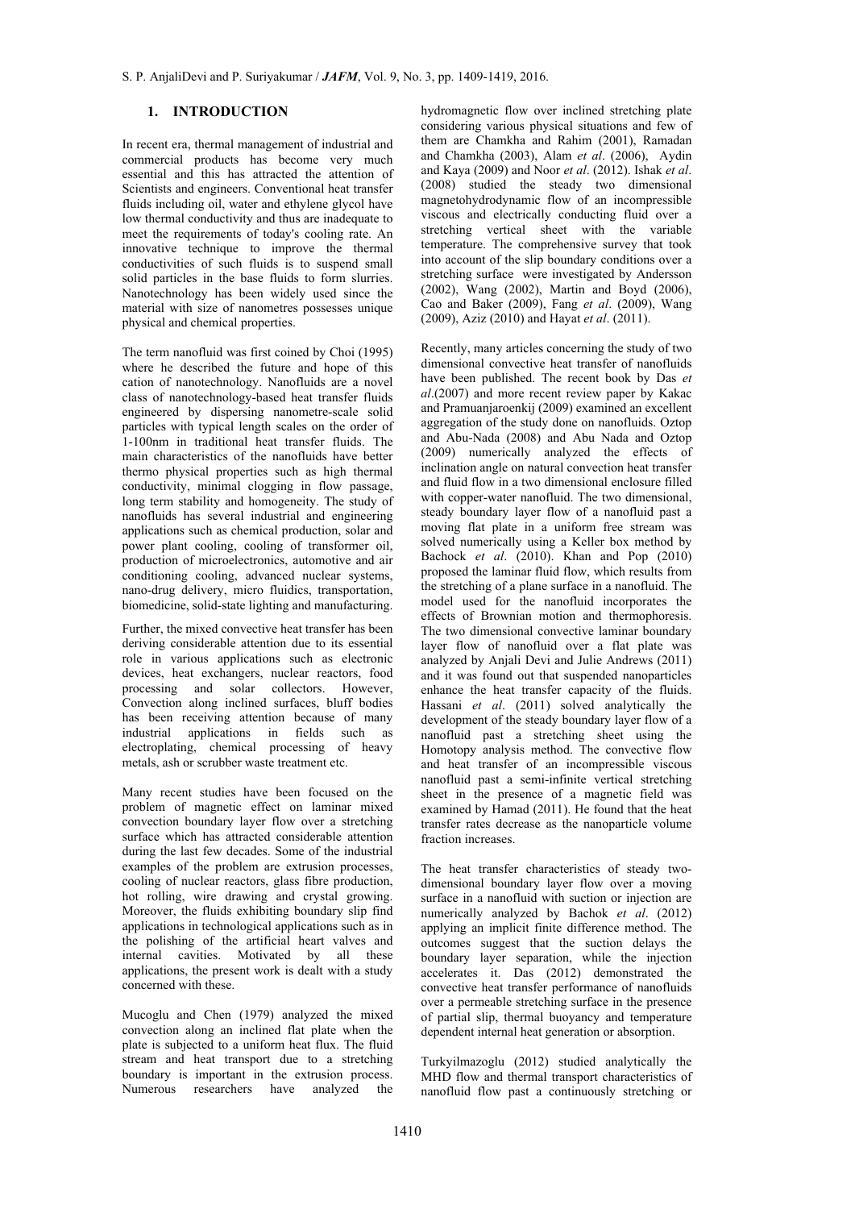## 1. INTRODUCTION

In recent era, thermal management of industrial and commercial products has become very much essential and this has attracted the attention of Scientists and engineers. Conventional heat transfer fluids including oil, water and ethylene glycol have low thermal conductivity and thus are inadequate to meet the requirements of today's cooling rate. An innovative technique to improve the thermal conductivities of such fluids is to suspend small solid particles in the base fluids to form slurries. Nanotechnology has been widely used since the material with size of nanometres possesses unique physical and chemical properties.

The term nanofluid was first coined by Choi (1995) where he described the future and hope of this cation of nanotechnology. Nanofluids are a novel class of nanotechnology-based heat transfer fluids engineered by dispersing nanometre-scale solid particles with typical length scales on the order of 1-100nm in traditional heat transfer fluids. The main characteristics of the nanofluids have better thermo physical properties such as high thermal conductivity, minimal clogging in flow passage, long term stability and homogeneity. The study of nanofluids has several industrial and engineering applications such as chemical production, solar and power plant cooling, cooling of transformer oil, production of microelectronics, automotive and air conditioning cooling, advanced nuclear systems, nano-drug delivery, micro fluidics, transportation, biomedicine, solid-state lighting and manufacturing.

Further, the mixed convective heat transfer has been deriving considerable attention due to its essential role in various applications such as electronic devices, heat exchangers, nuclear reactors, food processing and solar collectors. However, Convection along inclined surfaces, bluff bodies has been receiving attention because of many industrial applications in fields such as electroplating, chemical processing of heavy metals, ash or scrubber waste treatment etc.

Many recent studies have been focused on the problem of magnetic effect on laminar mixed convection boundary layer flow over a stretching surface which has attracted considerable attention during the last few decades. Some of the industrial examples of the problem are extrusion processes, cooling of nuclear reactors, glass fibre production, hot rolling, wire drawing and crystal growing. Moreover, the fluids exhibiting boundary slip find applications in technological applications such as in the polishing of the artificial heart valves and internal cavities. Motivated by all these applications, the present work is dealt with a study concerned with these.

Mucoglu and Chen (1979) analyzed the mixed convection along an inclined flat plate when the plate is subjected to a uniform heat flux. The fluid stream and heat transport due to a stretching boundary is important in the extrusion process. Numerous researchers have analyzed the hydromagnetic flow over inclined stretching plate considering various physical situations and few of them are Chamkha and Rahim (2001), Ramadan and Chamkha (2003), Alam *et al*. (2006), Aydin and Kaya (2009) and Noor *et al*. (2012). Ishak *et al*. (2008) studied the steady two dimensional magnetohydrodynamic flow of an incompressible viscous and electrically conducting fluid over a stretching vertical sheet with the variable temperature. The comprehensive survey that took into account of the slip boundary conditions over a stretching surface were investigated by Andersson (2002), Wang (2002), Martin and Boyd (2006), Cao and Baker (2009), Fang *et al*. (2009), Wang (2009), Aziz (2010) and Hayat *et al*. (2011).

Recently, many articles concerning the study of two dimensional convective heat transfer of nanofluids have been published. The recent book by Das *et al*.(2007) and more recent review paper by Kakac and Pramuanjaroenkij (2009) examined an excellent aggregation of the study done on nanofluids. Oztop and Abu-Nada (2008) and Abu Nada and Oztop (2009) numerically analyzed the effects of inclination angle on natural convection heat transfer and fluid flow in a two dimensional enclosure filled with copper-water nanofluid. The two dimensional, steady boundary layer flow of a nanofluid past a moving flat plate in a uniform free stream was solved numerically using a Keller box method by Bachock *et al*. (2010). Khan and Pop (2010) proposed the laminar fluid flow, which results from the stretching of a plane surface in a nanofluid. The model used for the nanofluid incorporates the effects of Brownian motion and thermophoresis. The two dimensional convective laminar boundary layer flow of nanofluid over a flat plate was analyzed by Anjali Devi and Julie Andrews (2011) and it was found out that suspended nanoparticles enhance the heat transfer capacity of the fluids. Hassani *et al*. (2011) solved analytically the development of the steady boundary layer flow of a nanofluid past a stretching sheet using the Homotopy analysis method. The convective flow and heat transfer of an incompressible viscous nanofluid past a semi-infinite vertical stretching sheet in the presence of a magnetic field was examined by Hamad (2011). He found that the heat transfer rates decrease as the nanoparticle volume fraction increases.

The heat transfer characteristics of steady two-dimensional boundary layer flow over a moving surface in a nanofluid with suction or injection are numerically analyzed by Bachok *et al*. (2012) applying an implicit finite difference method. The outcomes suggest that the suction delays the boundary layer separation, while the injection accelerates it. Das (2012) demonstrated the convective heat transfer performance of nanofluids over a permeable stretching surface in the presence of partial slip, thermal buoyancy and temperature dependent internal heat generation or absorption.

Turkyilmazoglu (2012) studied analytically the MHD flow and thermal transport characteristics of nanofluid flow past a continuously stretching or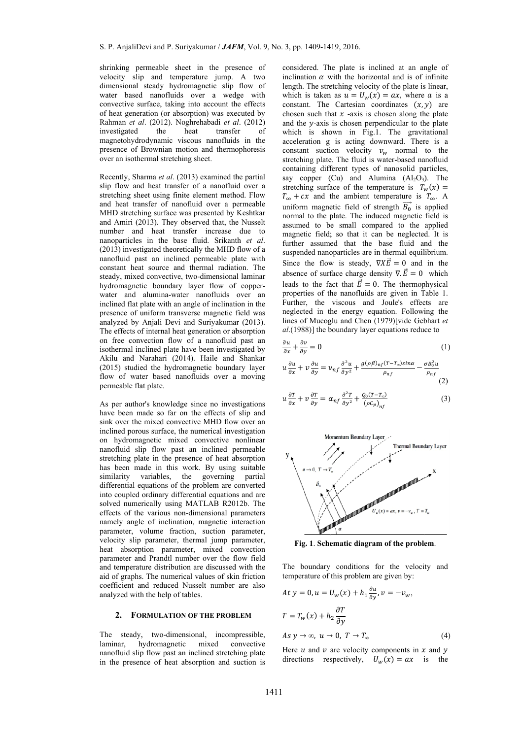shrinking permeable sheet in the presence of velocity slip and temperature jump. A two dimensional steady hydromagnetic slip flow of water based nanofluids over a wedge with convective surface, taking into account the effects of heat generation (or absorption) was executed by Rahman *et al*. (2012). Noghrehabadi *et al*. (2012) investigated the heat transfer of magnetohydrodynamic viscous nanofluids in the presence of Brownian motion and thermophoresis over an isothermal stretching sheet.

Recently, Sharma *et al*. (2013) examined the partial slip flow and heat transfer of a nanofluid over a stretching sheet using finite element method. Flow and heat transfer of nanofluid over a permeable MHD stretching surface was presented by Keshtkar and Amiri (2013). They observed that, the Nusselt number and heat transfer increase due to nanoparticles in the base fluid. Srikanth *et al*. (2013) investigated theoretically the MHD flow of a nanofluid past an inclined permeable plate with constant heat source and thermal radiation. The steady, mixed convective, two-dimensional laminar hydromagnetic boundary layer flow of copper-water and alumina-water nanofluids over an inclined flat plate with an angle of inclination in the presence of uniform transverse magnetic field was analyzed by Anjali Devi and Suriyakumar (2013). The effects of internal heat generation or absorption on free convection flow of a nanofluid past an isothermal inclined plate have been investigated by Akilu and Narahari (2014). Haile and Shankar (2015) studied the hydromagnetic boundary layer flow of water based nanofluids over a moving permeable flat plate.

As per author's knowledge since no investigations have been made so far on the effects of slip and sink over the mixed convective MHD flow over an inclined porous surface, the numerical investigation on hydromagnetic mixed convective nonlinear nanofluid slip flow past an inclined permeable stretching plate in the presence of heat absorption has been made in this work. By using suitable similarity variables, the governing partial differential equations of the problem are converted into coupled ordinary differential equations and are solved numerically using MATLAB R2012b. The effects of the various non-dimensional parameters namely angle of inclination, magnetic interaction parameter, volume fraction, suction parameter, velocity slip parameter, thermal jump parameter, heat absorption parameter, mixed convection parameter and Prandtl number over the flow field and temperature distribution are discussed with the aid of graphs. The numerical values of skin friction coefficient and reduced Nusselt number are also analyzed with the help of tables.

## 2. FORMULATION OF THE PROBLEM

The steady, two-dimensional, incompressible, laminar, hydromagnetic mixed convective nanofluid slip flow past an inclined stretching plate in the presence of heat absorption and suction is considered. The plate is inclined at an angle of inclination $\alpha$ with the horizontal and is of infinite length. The stretching velocity of the plate is linear, which is taken as $u = U_w(x) = ax$, where $a$ is a constant. The Cartesian coordinates $(x, y)$ are chosen such that $x$ -axis is chosen along the plate and the $y$-axis is chosen perpendicular to the plate which is shown in Fig.1. The gravitational acceleration g is acting downward. There is a constant suction velocity $v_w$ normal to the stretching plate. The fluid is water-based nanofluid containing different types of nanosolid particles, say copper (Cu) and Alumina ($Al_2O_3$). The stretching surface of the temperature is $T_w(x) = T_\infty + cx$ and the ambient temperature is $T_\infty$. A uniform magnetic field of strength $\overrightarrow{B_0}$ is applied normal to the plate. The induced magnetic field is assumed to be small compared to the applied magnetic field; so that it can be neglected. It is further assumed that the base fluid and the suspended nanoparticles are in thermal equilibrium. Since the flow is steady, $\nabla X\vec{E} = 0$ and in the absence of surface charge density $\nabla.\vec{E} = 0$ which leads to the fact that $\vec{E} = 0$. The thermophysical properties of the nanofluids are given in Table 1. Further, the viscous and Joule's effects are neglected in the energy equation. Following the lines of Mucoglu and Chen (1979)[vide Gebhart *et al*.(1988)] the boundary layer equations reduce to

$$\frac{\partial u}{\partial x} + \frac{\partial v}{\partial y} = 0 \tag{1}$$

$$u\frac{\partial u}{\partial x} + v\frac{\partial u}{\partial y} = \nu_{nf}\frac{\partial^2 u}{\partial y^2} + \frac{g(\rho\beta)_{nf}(T - T_\infty)\sin\alpha}{\rho_{nf}} - \frac{\sigma B_0^2 u}{\rho_{nf}} \tag{2}$$

$$u\frac{\partial T}{\partial x} + v\frac{\partial T}{\partial y} = \alpha_{nf}\frac{\partial^2 T}{\partial y^2} + \frac{Q_0(T - T_\infty)}{(\rho C_p)_{nf}} \tag{3}$$

**Fig. 1**. **Schematic diagram of the problem**.

The boundary conditions for the velocity and temperature of this problem are given by:

$$At\ y = 0, u = U_w(x) + h_1\frac{\partial u}{\partial y}, v = -v_w,$$

$$T = T_w(x) + h_2\frac{\partial T}{\partial y}$$

$$As\ y \to \infty,\ u \to 0,\ T \to T_\infty \tag{4}$$

Here $u$ and $v$ are velocity components in $x$ and $y$ directions respectively, $U_w(x) = ax$ is the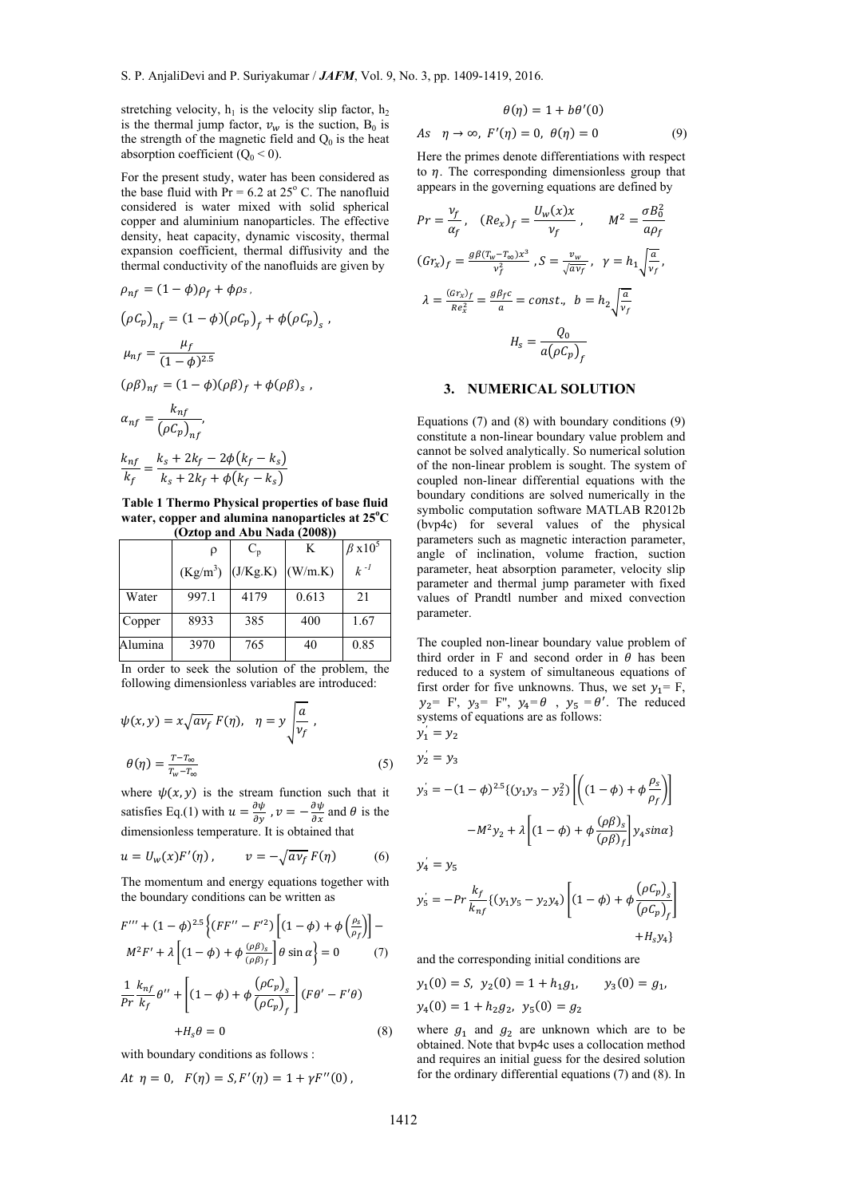stretching velocity, $h_1$ is the velocity slip factor, $h_2$ is the thermal jump factor, $v_w$ is the suction, $B_0$ is the strength of the magnetic field and $Q_0$ is the heat absorption coefficient ($Q_0 < 0$).

For the present study, water has been considered as the base fluid with Pr = 6.2 at 25° C. The nanofluid considered is water mixed with solid spherical copper and aluminium nanoparticles. The effective density, heat capacity, dynamic viscosity, thermal expansion coefficient, thermal diffusivity and the thermal conductivity of the nanofluids are given by

$$\rho_{nf} = (1-\phi)\rho_f + \phi\rho_s \,,$$

$$\left(\rho C_p\right)_{nf} = (1-\phi)\left(\rho C_p\right)_f + \phi\left(\rho C_p\right)_s \,,$$

$$\mu_{nf} = \frac{\mu_f}{(1-\phi)^{2.5}}$$

$$(\rho\beta)_{nf} = (1-\phi)(\rho\beta)_f + \phi(\rho\beta)_s \,,$$

$$\alpha_{nf} = \frac{k_{nf}}{\left(\rho C_p\right)_{nf}},$$

$$\frac{k_{nf}}{k_f} = \frac{k_s + 2k_f - 2\phi\left(k_f - k_s\right)}{k_s + 2k_f + \phi\left(k_f - k_s\right)}$$

**Table 1 Thermo Physical properties of base fluid water, copper and alumina nanoparticles at 25°C (Oztop and Abu Nada (2008))**

| | ρ (Kg/m³) | $C_p$ (J/Kg.K) | K (W/m.K) | $\beta$ x10⁵ $k^{-1}$ |
|---|---|---|---|---|
| Water | 997.1 | 4179 | 0.613 | 21 |
| Copper | 8933 | 385 | 400 | 1.67 |
| Alumina | 3970 | 765 | 40 | 0.85 |

In order to seek the solution of the problem, the following dimensionless variables are introduced:

$$\psi(x,y) = x\sqrt{a\nu_f}\,F(\eta), \quad \eta = y\sqrt{\frac{a}{\nu_f}}\,,$$

$$\theta(\eta) = \frac{T-T_\infty}{T_w-T_\infty} \tag{5}$$

where $\psi(x,y)$ is the stream function such that it satisfies Eq.(1) with $u = \frac{\partial\psi}{\partial y}$ , $v = -\frac{\partial\psi}{\partial x}$ and $\theta$ is the dimensionless temperature. It is obtained that

$$u = U_w(x)F'(\eta)\,, \qquad v = -\sqrt{a\nu_f}\,F(\eta) \tag{6}$$

The momentum and energy equations together with the boundary conditions can be written as

$$F''' + (1-\phi)^{2.5}\left\{(FF'' - F'^2)\left[(1-\phi) + \phi\left(\frac{\rho_s}{\rho_f}\right)\right] - M^2F' + \lambda\left[(1-\phi) + \phi\frac{(\rho\beta)_s}{(\rho\beta)_f}\right]\theta\sin\alpha\right\} = 0 \tag{7}$$

$$\frac{1}{Pr}\frac{k_{nf}}{k_f}\theta'' + \left[(1-\phi) + \phi\frac{\left(\rho C_p\right)_s}{\left(\rho C_p\right)_f}\right](F\theta' - F'\theta) + H_s\theta = 0 \tag{8}$$

with boundary conditions as follows :

$$At\ \ \eta = 0, \quad F(\eta) = S, F'(\eta) = 1 + \gamma F''(0)\,,$$

$$\theta(\eta) = 1 + b\theta'(0)$$

$$As\ \ \eta \to \infty,\ F'(\eta) = 0,\ \theta(\eta) = 0 \tag{9}$$

Here the primes denote differentiations with respect to $\eta$. The corresponding dimensionless group that appears in the governing equations are defined by

$$Pr = \frac{\nu_f}{\alpha_f}\,, \quad (Re_x)_f = \frac{U_w(x)x}{\nu_f}\,, \qquad M^2 = \frac{\sigma B_0^2}{a\rho_f}$$

$$(Gr_x)_f = \frac{g\beta(T_w - T_\infty)x^3}{\nu_f^2}\,, S = \frac{v_w}{\sqrt{a\nu_f}}\,, \ \ \gamma = h_1\sqrt{\frac{a}{\nu_f}}\,,$$

$$\lambda = \frac{(Gr_x)_f}{Re_x^2} = \frac{g\beta_f c}{a} = const., \ \ b = h_2\sqrt{\frac{a}{\nu_f}}$$

$$H_s = \frac{Q_0}{a\left(\rho C_p\right)_f}$$

## 3. NUMERICAL SOLUTION

Equations (7) and (8) with boundary conditions (9) constitute a non-linear boundary value problem and cannot be solved analytically. So numerical solution of the non-linear problem is sought. The system of coupled non-linear differential equations with the boundary conditions are solved numerically in the symbolic computation software MATLAB R2012b (bvp4c) for several values of the physical parameters such as magnetic interaction parameter, angle of inclination, volume fraction, suction parameter, heat absorption parameter, velocity slip parameter and thermal jump parameter with fixed values of Prandtl number and mixed convection parameter.

The coupled non-linear boundary value problem of third order in F and second order in $\theta$ has been reduced to a system of simultaneous equations of first order for five unknowns. Thus, we set $y_1$= F, $y_2$= F', $y_3$= F'', $y_4 = \theta$ , $y_5 = \theta'$. The reduced systems of equations are as follows:

$$y_1' = y_2$$

$$y_2' = y_3$$

$$y_3' = -(1-\phi)^{2.5}\{(y_1y_3 - y_2^2)\left[\left((1-\phi) + \phi\frac{\rho_s}{\rho_f}\right)\right] - M^2y_2 + \lambda\left[(1-\phi) + \phi\frac{(\rho\beta)_s}{(\rho\beta)_f}\right]y_4\sin\alpha\}$$

$$y_4' = y_5$$

$$y_5' = -Pr\frac{k_f}{k_{nf}}\{(y_1y_5 - y_2y_4)\left[(1-\phi) + \phi\frac{\left(\rho C_p\right)_s}{\left(\rho C_p\right)_f}\right] + H_sy_4\}$$

and the corresponding initial conditions are

$$y_1(0) = S,\ \ y_2(0) = 1 + h_1g_1, \qquad y_3(0) = g_1,$$

$$y_4(0) = 1 + h_2g_2,\ \ y_5(0) = g_2$$

where $g_1$ and $g_2$ are unknown which are to be obtained. Note that bvp4c uses a collocation method and requires an initial guess for the desired solution for the ordinary differential equations (7) and (8). In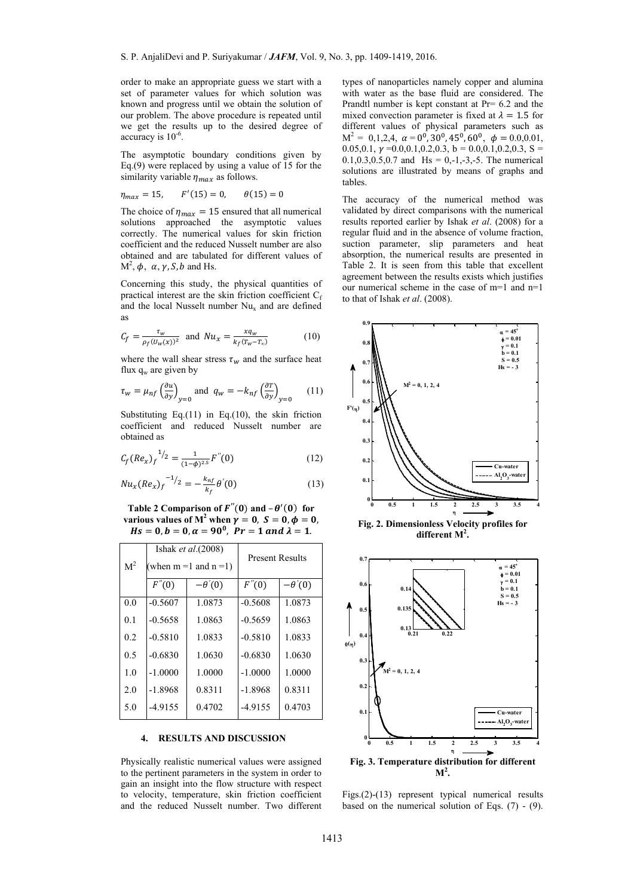order to make an appropriate guess we start with a set of parameter values for which solution was known and progress until we obtain the solution of our problem. The above procedure is repeated until we get the results up to the desired degree of accuracy is $10^{-6}$.

The asymptotic boundary conditions given by Eq.(9) were replaced by using a value of 15 for the similarity variable $\eta_{max}$ as follows.

$$\eta_{max} = 15, \qquad F'(15) = 0, \qquad \theta(15) = 0$$

The choice of $\eta_{max} = 15$ ensured that all numerical solutions approached the asymptotic values correctly. The numerical values for skin friction coefficient and the reduced Nusselt number are also obtained and are tabulated for different values of $M^2, \phi, \alpha, \gamma, S, b$ and Hs.

Concerning this study, the physical quantities of practical interest are the skin friction coefficient $C_f$ and the local Nusselt number $Nu_x$ and are defined as

$$C_f = \frac{\tau_w}{\rho_f (U_w(x))^2} \quad \text{and} \quad Nu_x = \frac{x q_w}{k_f (T_w - T_\infty)} \tag{10}$$

where the wall shear stress $\tau_w$ and the surface heat flux $q_w$ are given by

$$\tau_w = \mu_{nf} \left(\frac{\partial u}{\partial y}\right)_{y=0} \quad \text{and} \quad q_w = -k_{nf} \left(\frac{\partial T}{\partial y}\right)_{y=0} \tag{11}$$

Substituting Eq.(11) in Eq.(10), the skin friction coefficient and reduced Nusselt number are obtained as

$$C_f (Re_x)_f^{\,1/2} = \frac{1}{(1-\phi)^{2.5}} F''(0) \tag{12}$$

$$Nu_x (Re_x)_f^{\,-1/2} = -\frac{k_{nf}}{k_f} \theta'(0) \tag{13}$$

**Table 2 Comparison of $F''(0)$ and $-\theta'(0)$ for various values of $M^2$ when $\gamma = 0$, $S = 0$, $\phi = 0$, $Hs = 0$, $b = 0$, $\alpha = 90^0$, $Pr = 1$ and $\lambda = 1$.**

| $M^2$ | Ishak *et al*.(2008) (when m =1 and n =1) | | Present Results | |
|---|---|---|---|---|
| | $F''(0)$ | $-\theta'(0)$ | $F''(0)$ | $-\theta'(0)$ |
| 0.0 | -0.5607 | 1.0873 | -0.5608 | 1.0873 |
| 0.1 | -0.5658 | 1.0863 | -0.5659 | 1.0863 |
| 0.2 | -0.5810 | 1.0833 | -0.5810 | 1.0833 |
| 0.5 | -0.6830 | 1.0630 | -0.6830 | 1.0630 |
| 1.0 | -1.0000 | 1.0000 | -1.0000 | 1.0000 |
| 2.0 | -1.8968 | 0.8311 | -1.8968 | 0.8311 |
| 5.0 | -4.9155 | 0.4702 | -4.9155 | 0.4703 |

## 4. RESULTS AND DISCUSSION

Physically realistic numerical values were assigned to the pertinent parameters in the system in order to gain an insight into the flow structure with respect to velocity, temperature, skin friction coefficient and the reduced Nusselt number. Two different types of nanoparticles namely copper and alumina with water as the base fluid are considered. The Prandtl number is kept constant at Pr= 6.2 and the mixed convection parameter is fixed at $\lambda = 1.5$ for different values of physical parameters such as $M^2$ = 0,1,2,4, $\alpha = 0^0, 30^0, 45^0, 60^0$, $\phi = 0.0, 0.01, 0.05, 0.1$, $\gamma = 0.0, 0.1, 0.2, 0.3$, b = 0.0,0.1,0.2,0.3, S = 0.1,0.3,0.5,0.7 and Hs = 0,-1,-3,-5. The numerical solutions are illustrated by means of graphs and tables.

The accuracy of the numerical method was validated by direct comparisons with the numerical results reported earlier by Ishak *et al*. (2008) for a regular fluid and in the absence of volume fraction, suction parameter, slip parameters and heat absorption, the numerical results are presented in Table 2. It is seen from this table that excellent agreement between the results exists which justifies our numerical scheme in the case of m=1 and n=1 to that of Ishak *et al*. (2008).

**Fig. 2. Dimensionless Velocity profiles for different $M^2$.**

**Fig. 3. Temperature distribution for different $M^2$.**

Figs.(2)-(13) represent typical numerical results based on the numerical solution of Eqs. (7) - (9).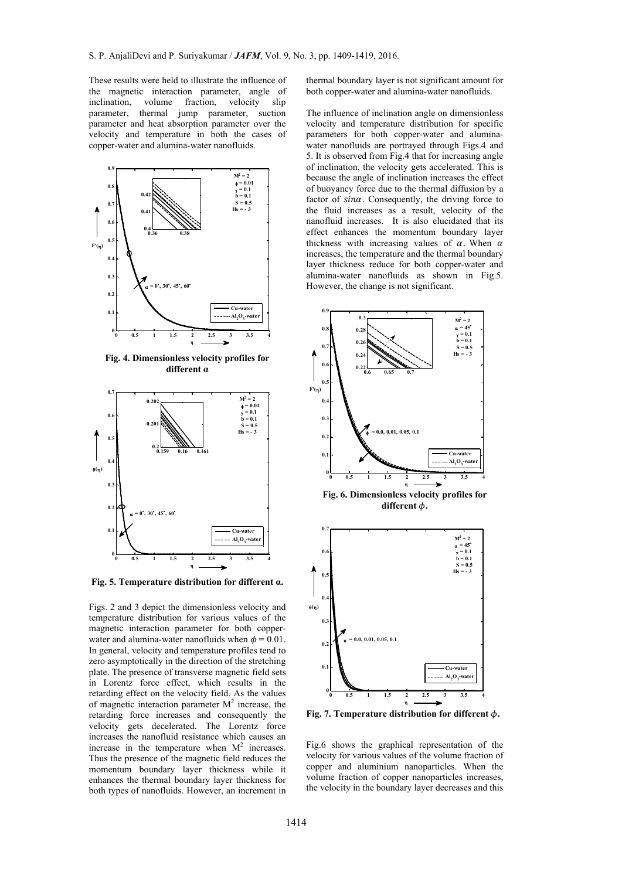These results were held to illustrate the influence of the magnetic interaction parameter, angle of inclination, volume fraction, velocity slip parameter, thermal jump parameter, suction parameter and heat absorption parameter over the velocity and temperature in both the cases of copper-water and alumina-water nanofluids.

**Fig. 4. Dimensionless velocity profiles for different α**

**Fig. 5. Temperature distribution for different α.**

Figs. 2 and 3 depict the dimensionless velocity and temperature distribution for various values of the magnetic interaction parameter for both copper-water and alumina-water nanofluids when $\phi = 0.01$. In general, velocity and temperature profiles tend to zero asymptotically in the direction of the stretching plate. The presence of transverse magnetic field sets in Lorentz force effect, which results in the retarding effect on the velocity field. As the values of magnetic interaction parameter $M^2$ increase, the retarding force increases and consequently the velocity gets decelerated. The Lorentz force increases the nanofluid resistance which causes an increase in the temperature when $M^2$ increases. Thus the presence of the magnetic field reduces the momentum boundary layer thickness while it enhances the thermal boundary layer thickness for both types of nanofluids. However, an increment in thermal boundary layer is not significant amount for both copper-water and alumina-water nanofluids.

The influence of inclination angle on dimensionless velocity and temperature distribution for specific parameters for both copper-water and alumina-water nanofluids are portrayed through Figs.4 and 5. It is observed from Fig.4 that for increasing angle of inclination, the velocity gets accelerated. This is because the angle of inclination increases the effect of buoyancy force due to the thermal diffusion by a factor of $sin\alpha$. Consequently, the driving force to the fluid increases as a result, velocity of the nanofluid increases. It is also elucidated that its effect enhances the momentum boundary layer thickness with increasing values of $\alpha$. When $\alpha$ increases, the temperature and the thermal boundary layer thickness reduce for both copper-water and alumina-water nanofluids as shown in Fig.5. However, the change is not significant.

**Fig. 6. Dimensionless velocity profiles for different $\phi$.**

**Fig. 7. Temperature distribution for different $\phi$.**

Fig.6 shows the graphical representation of the velocity for various values of the volume fraction of copper and aluminium nanoparticles. When the volume fraction of copper nanoparticles increases, the velocity in the boundary layer decreases and this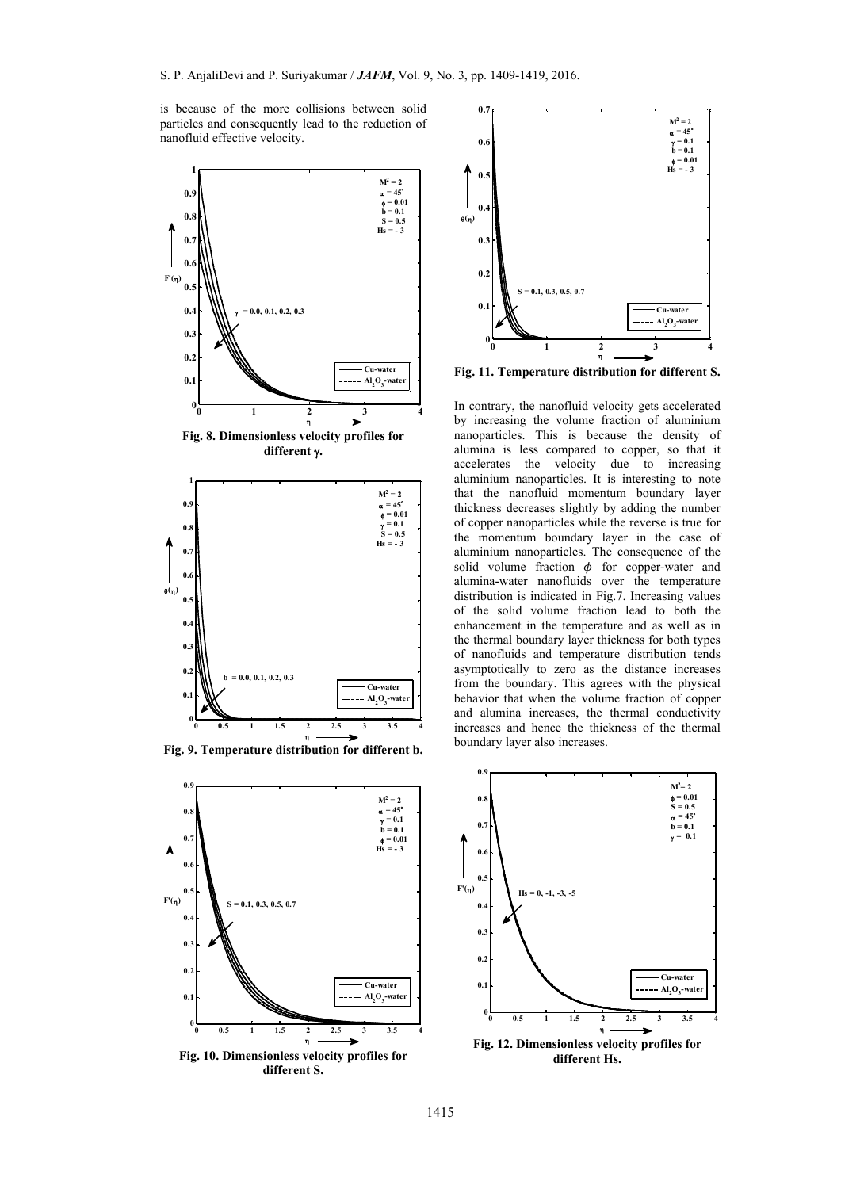is because of the more collisions between solid particles and consequently lead to the reduction of nanofluid effective velocity.

**Fig. 8. Dimensionless velocity profiles for different γ.**

**Fig. 9. Temperature distribution for different b.**

**Fig. 10. Dimensionless velocity profiles for different S.**

**Fig. 11. Temperature distribution for different S.**

In contrary, the nanofluid velocity gets accelerated by increasing the volume fraction of aluminium nanoparticles. This is because the density of alumina is less compared to copper, so that it accelerates the velocity due to increasing aluminium nanoparticles. It is interesting to note that the nanofluid momentum boundary layer thickness decreases slightly by adding the number of copper nanoparticles while the reverse is true for the momentum boundary layer in the case of aluminium nanoparticles. The consequence of the solid volume fraction $\phi$ for copper-water and alumina-water nanofluids over the temperature distribution is indicated in Fig.7. Increasing values of the solid volume fraction lead to both the enhancement in the temperature and as well as in the thermal boundary layer thickness for both types of nanofluids and temperature distribution tends asymptotically to zero as the distance increases from the boundary. This agrees with the physical behavior that when the volume fraction of copper and alumina increases, the thermal conductivity increases and hence the thickness of the thermal boundary layer also increases.

**Fig. 12. Dimensionless velocity profiles for different Hs.**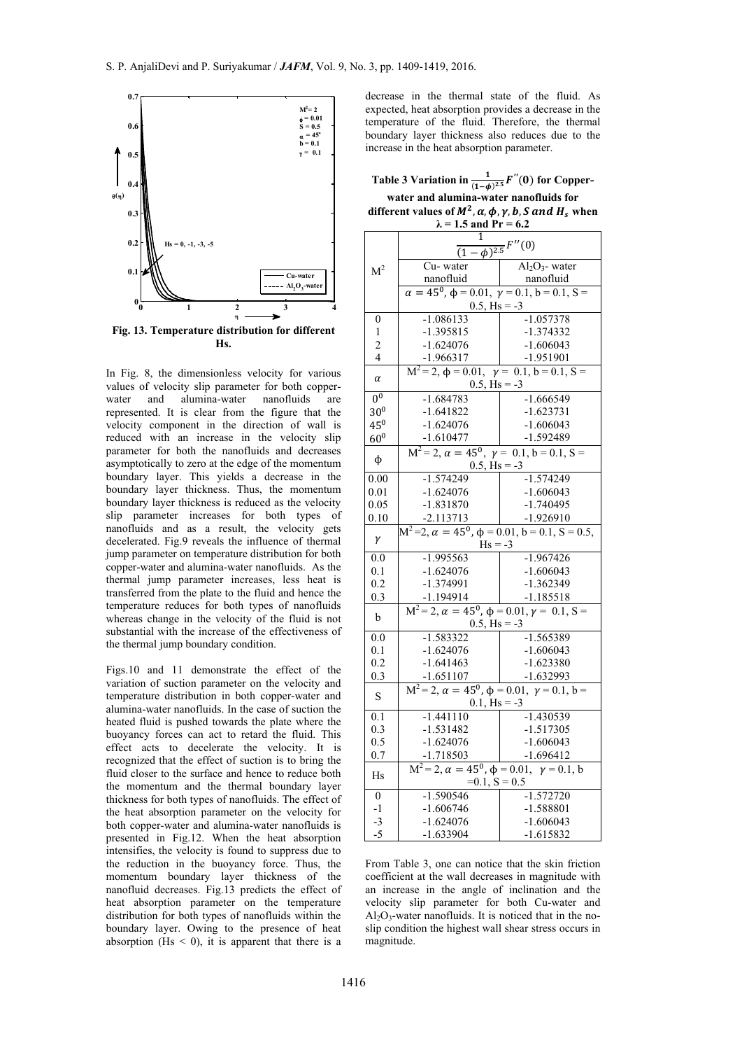Fig. 13. Temperature distribution for different Hs.

In Fig. 8, the dimensionless velocity for various values of velocity slip parameter for both copper-water and alumina-water nanofluids are represented. It is clear from the figure that the velocity component in the direction of wall is reduced with an increase in the velocity slip parameter for both the nanofluids and decreases asymptotically to zero at the edge of the momentum boundary layer. This yields a decrease in the boundary layer thickness. Thus, the momentum boundary layer thickness is reduced as the velocity slip parameter increases for both types of nanofluids and as a result, the velocity gets decelerated. Fig.9 reveals the influence of thermal jump parameter on temperature distribution for both copper-water and alumina-water nanofluids. As the thermal jump parameter increases, less heat is transferred from the plate to the fluid and hence the temperature reduces for both types of nanofluids whereas change in the velocity of the fluid is not substantial with the increase of the effectiveness of the thermal jump boundary condition.

Figs.10 and 11 demonstrate the effect of the variation of suction parameter on the velocity and temperature distribution in both copper-water and alumina-water nanofluids. In the case of suction the heated fluid is pushed towards the plate where the buoyancy forces can act to retard the fluid. This effect acts to decelerate the velocity. It is recognized that the effect of suction is to bring the fluid closer to the surface and hence to reduce both the momentum and the thermal boundary layer thickness for both types of nanofluids. The effect of the heat absorption parameter on the velocity for both copper-water and alumina-water nanofluids is presented in Fig.12. When the heat absorption intensifies, the velocity is found to suppress due to the reduction in the buoyancy force. Thus, the momentum boundary layer thickness of the nanofluid decreases. Fig.13 predicts the effect of heat absorption parameter on the temperature distribution for both types of nanofluids within the boundary layer. Owing to the presence of heat absorption (Hs < 0), it is apparent that there is a decrease in the thermal state of the fluid. As expected, heat absorption provides a decrease in the temperature of the fluid. Therefore, the thermal boundary layer thickness also reduces due to the increase in the heat absorption parameter.

**Table 3 Variation in $\frac{1}{(1-\phi)^{2.5}}F''(0)$ for Copper-water and alumina-water nanofluids for different values of $M^2, \alpha, \phi, \gamma, b, S$ and $H_s$ when $\lambda = 1.5$ and $Pr = 6.2$**

| | $\frac{1}{(1-\phi)^{2.5}}F''(0)$ | |
|---|---|---|
| $M^2$ | Cu- water nanofluid | $Al_2O_3$- water nanofluid |
| | $\alpha = 45^0$, $\phi = 0.01$, $\gamma = 0.1$, $b = 0.1$, $S = 0.5$, $Hs = -3$ | |
| 0 | -1.086133 | -1.057378 |
| 1 | -1.395815 | -1.374332 |
| 2 | -1.624076 | -1.606043 |
| 4 | -1.966317 | -1.951901 |
| $\alpha$ | $M^2 = 2$, $\phi = 0.01$, $\gamma = 0.1$, $b = 0.1$, $S = 0.5$, $Hs = -3$ | |
| $0^0$ | -1.684783 | -1.666549 |
| $30^0$ | -1.641822 | -1.623731 |
| $45^0$ | -1.624076 | -1.606043 |
| $60^0$ | -1.610477 | -1.592489 |
| $\phi$ | $M^2 = 2$, $\alpha = 45^0$, $\gamma = 0.1$, $b = 0.1$, $S = 0.5$, $Hs = -3$ | |
| 0.00 | -1.574249 | -1.574249 |
| 0.01 | -1.624076 | -1.606043 |
| 0.05 | -1.831870 | -1.740495 |
| 0.10 | -2.113713 | -1.926910 |
| $\gamma$ | $M^2 = 2$, $\alpha = 45^0$, $\phi = 0.01$, $b = 0.1$, $S = 0.5$, $Hs = -3$ | |
| 0.0 | -1.995563 | -1.967426 |
| 0.1 | -1.624076 | -1.606043 |
| 0.2 | -1.374991 | -1.362349 |
| 0.3 | -1.194914 | -1.185518 |
| b | $M^2 = 2$, $\alpha = 45^0$, $\phi = 0.01$, $\gamma = 0.1$, $S = 0.5$, $Hs = -3$ | |
| 0.0 | -1.583322 | -1.565389 |
| 0.1 | -1.624076 | -1.606043 |
| 0.2 | -1.641463 | -1.623380 |
| 0.3 | -1.651107 | -1.632993 |
| S | $M^2 = 2$, $\alpha = 45^0$, $\phi = 0.01$, $\gamma = 0.1$, $b = 0.1$, $Hs = -3$ | |
| 0.1 | -1.441110 | -1.430539 |
| 0.3 | -1.531482 | -1.517305 |
| 0.5 | -1.624076 | -1.606043 |
| 0.7 | -1.718503 | -1.696412 |
| Hs | $M^2 = 2$, $\alpha = 45^0$, $\phi = 0.01$, $\gamma = 0.1$, $b = 0.1$, $S = 0.5$ | |
| 0 | -1.590546 | -1.572720 |
| -1 | -1.606746 | -1.588801 |
| -3 | -1.624076 | -1.606043 |
| -5 | -1.633904 | -1.615832 |

From Table 3, one can notice that the skin friction coefficient at the wall decreases in magnitude with an increase in the angle of inclination and the velocity slip parameter for both Cu-water and $Al_2O_3$-water nanofluids. It is noticed that in the no-slip condition the highest wall shear stress occurs in magnitude.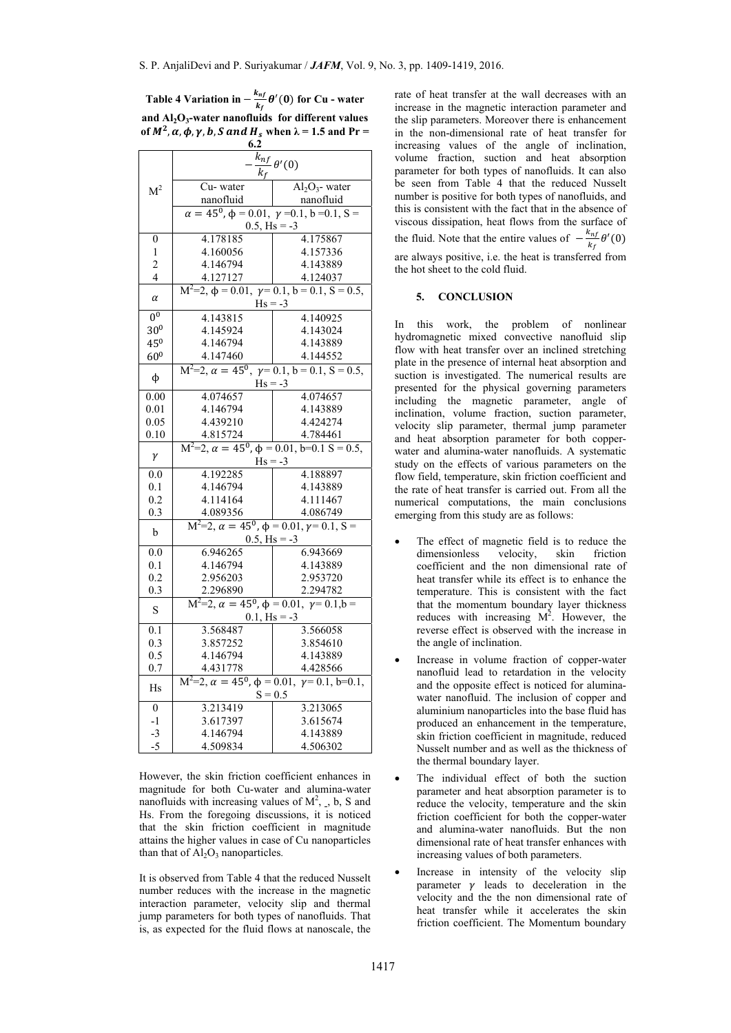**Table 4 Variation in $-\frac{k_{nf}}{k_f}\theta'(0)$ for Cu - water and $Al_2O_3$-water nanofluids for different values of $M^2, \alpha, \phi, \gamma, b, S$ and $H_s$ when $\lambda = 1.5$ and Pr = 6.2**

| $M^2$ | Cu- water nanofluid | $Al_2O_3$- water nanofluid |
|---|---|---|
| | $\alpha = 45^0$, $\phi$ = 0.01, $\gamma$ =0.1, b =0.1, S = 0.5, Hs = -3 | |
| 0 | 4.178185 | 4.175867 |
| 1 | 4.160056 | 4.157336 |
| 2 | 4.146794 | 4.143889 |
| 4 | 4.127127 | 4.124037 |
| $\alpha$ | $M^2$=2, $\phi$ = 0.01, $\gamma$= 0.1, b = 0.1, S = 0.5, Hs = -3 | |
| $0^0$ | 4.143815 | 4.140925 |
| $30^0$ | 4.145924 | 4.143024 |
| $45^0$ | 4.146794 | 4.143889 |
| $60^0$ | 4.147460 | 4.144552 |
| $\phi$ | $M^2$=2, $\alpha = 45^0$, $\gamma$= 0.1, b = 0.1, S = 0.5, Hs = -3 | |
| 0.00 | 4.074657 | 4.074657 |
| 0.01 | 4.146794 | 4.143889 |
| 0.05 | 4.439210 | 4.424274 |
| 0.10 | 4.815724 | 4.784461 |
| $\gamma$ | $M^2$=2, $\alpha = 45^0$, $\phi$ = 0.01, b=0.1 S = 0.5, Hs = -3 | |
| 0.0 | 4.192285 | 4.188897 |
| 0.1 | 4.146794 | 4.143889 |
| 0.2 | 4.114164 | 4.111467 |
| 0.3 | 4.089356 | 4.086749 |
| b | $M^2$=2, $\alpha = 45^0$, $\phi$ = 0.01, $\gamma$= 0.1, S = 0.5, Hs = -3 | |
| 0.0 | 6.946265 | 6.943669 |
| 0.1 | 4.146794 | 4.143889 |
| 0.2 | 2.956203 | 2.953720 |
| 0.3 | 2.296890 | 2.294782 |
| S | $M^2$=2, $\alpha = 45^0$, $\phi$ = 0.01, $\gamma$= 0.1,b = 0.1, Hs = -3 | |
| 0.1 | 3.568487 | 3.566058 |
| 0.3 | 3.857252 | 3.854610 |
| 0.5 | 4.146794 | 4.143889 |
| 0.7 | 4.431778 | 4.428566 |
| Hs | $M^2$=2, $\alpha = 45^0$, $\phi$ = 0.01, $\gamma$= 0.1, b=0.1, S = 0.5 | |
| 0 | 3.213419 | 3.213065 |
| -1 | 3.617397 | 3.615674 |
| -3 | 4.146794 | 4.143889 |
| -5 | 4.509834 | 4.506302 |

However, the skin friction coefficient enhances in magnitude for both Cu-water and alumina-water nanofluids with increasing values of $M^2$, , b, S and Hs. From the foregoing discussions, it is noticed that the skin friction coefficient in magnitude attains the higher values in case of Cu nanoparticles than that of $Al_2O_3$ nanoparticles.

It is observed from Table 4 that the reduced Nusselt number reduces with the increase in the magnetic interaction parameter, velocity slip and thermal jump parameters for both types of nanofluids. That is, as expected for the fluid flows at nanoscale, the rate of heat transfer at the wall decreases with an increase in the magnetic interaction parameter and the slip parameters. Moreover there is enhancement in the non-dimensional rate of heat transfer for increasing values of the angle of inclination, volume fraction, suction and heat absorption parameter for both types of nanofluids. It can also be seen from Table 4 that the reduced Nusselt number is positive for both types of nanofluids, and this is consistent with the fact that in the absence of viscous dissipation, heat flows from the surface of the fluid. Note that the entire values of $-\frac{k_{nf}}{k_f}\theta'(0)$ are always positive, i.e. the heat is transferred from the hot sheet to the cold fluid.

## 5. CONCLUSION

In this work, the problem of nonlinear hydromagnetic mixed convective nanofluid slip flow with heat transfer over an inclined stretching plate in the presence of internal heat absorption and suction is investigated. The numerical results are presented for the physical governing parameters including the magnetic parameter, angle of inclination, volume fraction, suction parameter, velocity slip parameter, thermal jump parameter and heat absorption parameter for both copper-water and alumina-water nanofluids. A systematic study on the effects of various parameters on the flow field, temperature, skin friction coefficient and the rate of heat transfer is carried out. From all the numerical computations, the main conclusions emerging from this study are as follows:

- The effect of magnetic field is to reduce the dimensionless velocity, skin friction coefficient and the non dimensional rate of heat transfer while its effect is to enhance the temperature. This is consistent with the fact that the momentum boundary layer thickness reduces with increasing $M^2$. However, the reverse effect is observed with the increase in the angle of inclination.
- Increase in volume fraction of copper-water nanofluid lead to retardation in the velocity and the opposite effect is noticed for alumina-water nanofluid. The inclusion of copper and aluminium nanoparticles into the base fluid has produced an enhancement in the temperature, skin friction coefficient in magnitude, reduced Nusselt number and as well as the thickness of the thermal boundary layer.
- The individual effect of both the suction parameter and heat absorption parameter is to reduce the velocity, temperature and the skin friction coefficient for both the copper-water and alumina-water nanofluids. But the non dimensional rate of heat transfer enhances with increasing values of both parameters.
- Increase in intensity of the velocity slip parameter $\gamma$ leads to deceleration in the velocity and the the non dimensional rate of heat transfer while it accelerates the skin friction coefficient. The Momentum boundary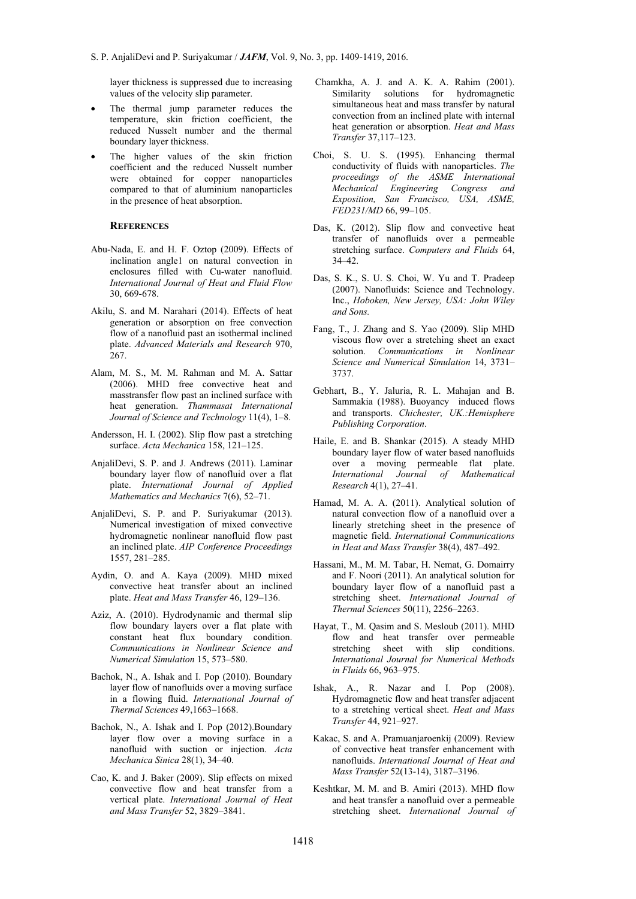layer thickness is suppressed due to increasing values of the velocity slip parameter.

- The thermal jump parameter reduces the temperature, skin friction coefficient, the reduced Nusselt number and the thermal boundary layer thickness.
- The higher values of the skin friction coefficient and the reduced Nusselt number were obtained for copper nanoparticles compared to that of aluminium nanoparticles in the presence of heat absorption.

## REFERENCES

Abu-Nada, E. and H. F. Oztop (2009). Effects of inclination angle1 on natural convection in enclosures filled with Cu-water nanofluid. *International Journal of Heat and Fluid Flow* 30, 669-678.

Akilu, S. and M. Narahari (2014). Effects of heat generation or absorption on free convection flow of a nanofluid past an isothermal inclined plate. *Advanced Materials and Research* 970, 267.

Alam, M. S., M. M. Rahman and M. A. Sattar (2006). MHD free convective heat and masstransfer flow past an inclined surface with heat generation. *Thammasat International Journal of Science and Technology* 11(4), 1–8.

Andersson, H. I. (2002). Slip flow past a stretching surface. *Acta Mechanica* 158, 121–125.

AnjaliDevi, S. P. and J. Andrews (2011). Laminar boundary layer flow of nanofluid over a flat plate. *International Journal of Applied Mathematics and Mechanics* 7(6), 52–71.

AnjaliDevi, S. P. and P. Suriyakumar (2013). Numerical investigation of mixed convective hydromagnetic nonlinear nanofluid flow past an inclined plate. *AIP Conference Proceedings* 1557, 281–285.

Aydin, O. and A. Kaya (2009). MHD mixed convective heat transfer about an inclined plate. *Heat and Mass Transfer* 46, 129–136.

Aziz, A. (2010). Hydrodynamic and thermal slip flow boundary layers over a flat plate with constant heat flux boundary condition. *Communications in Nonlinear Science and Numerical Simulation* 15, 573–580.

Bachok, N., A. Ishak and I. Pop (2010). Boundary layer flow of nanofluids over a moving surface in a flowing fluid. *International Journal of Thermal Sciences* 49,1663–1668.

Bachok, N., A. Ishak and I. Pop (2012).Boundary layer flow over a moving surface in a nanofluid with suction or injection. *Acta Mechanica Sinica* 28(1), 34–40.

Cao, K. and J. Baker (2009). Slip effects on mixed convective flow and heat transfer from a vertical plate. *International Journal of Heat and Mass Transfer* 52, 3829–3841.

Chamkha, A. J. and A. K. A. Rahim (2001). Similarity solutions for hydromagnetic simultaneous heat and mass transfer by natural convection from an inclined plate with internal heat generation or absorption. *Heat and Mass Transfer* 37,117–123.

Choi, S. U. S. (1995). Enhancing thermal conductivity of fluids with nanoparticles. *The proceedings of the ASME International Mechanical Engineering Congress and Exposition, San Francisco, USA, ASME, FED231/MD* 66, 99–105.

Das, K. (2012). Slip flow and convective heat transfer of nanofluids over a permeable stretching surface. *Computers and Fluids* 64, 34–42.

Das, S. K., S. U. S. Choi, W. Yu and T. Pradeep (2007). Nanofluids: Science and Technology. Inc., *Hoboken, New Jersey, USA: John Wiley and Sons.*

Fang, T., J. Zhang and S. Yao (2009). Slip MHD viscous flow over a stretching sheet an exact solution. *Communications in Nonlinear Science and Numerical Simulation* 14, 3731–3737.

Gebhart, B., Y. Jaluria, R. L. Mahajan and B. Sammakia (1988). Buoyancy induced flows and transports. *Chichester, UK.:Hemisphere Publishing Corporation*.

Haile, E. and B. Shankar (2015). A steady MHD boundary layer flow of water based nanofluids over a moving permeable flat plate. *International Journal of Mathematical Research* 4(1), 27–41.

Hamad, M. A. A. (2011). Analytical solution of natural convection flow of a nanofluid over a linearly stretching sheet in the presence of magnetic field. *International Communications in Heat and Mass Transfer* 38(4), 487–492.

Hassani, M., M. M. Tabar, H. Nemat, G. Domairry and F. Noori (2011). An analytical solution for boundary layer flow of a nanofluid past a stretching sheet. *International Journal of Thermal Sciences* 50(11), 2256–2263.

Hayat, T., M. Qasim and S. Mesloub (2011). MHD flow and heat transfer over permeable stretching sheet with slip conditions. *International Journal for Numerical Methods in Fluids* 66, 963–975.

Ishak, A., R. Nazar and I. Pop (2008). Hydromagnetic flow and heat transfer adjacent to a stretching vertical sheet. *Heat and Mass Transfer* 44, 921–927.

Kakac, S. and A. Pramuanjaroenkij (2009). Review of convective heat transfer enhancement with nanofluids. *International Journal of Heat and Mass Transfer* 52(13-14), 3187–3196.

Keshtkar, M. M. and B. Amiri (2013). MHD flow and heat transfer a nanofluid over a permeable stretching sheet. *International Journal of*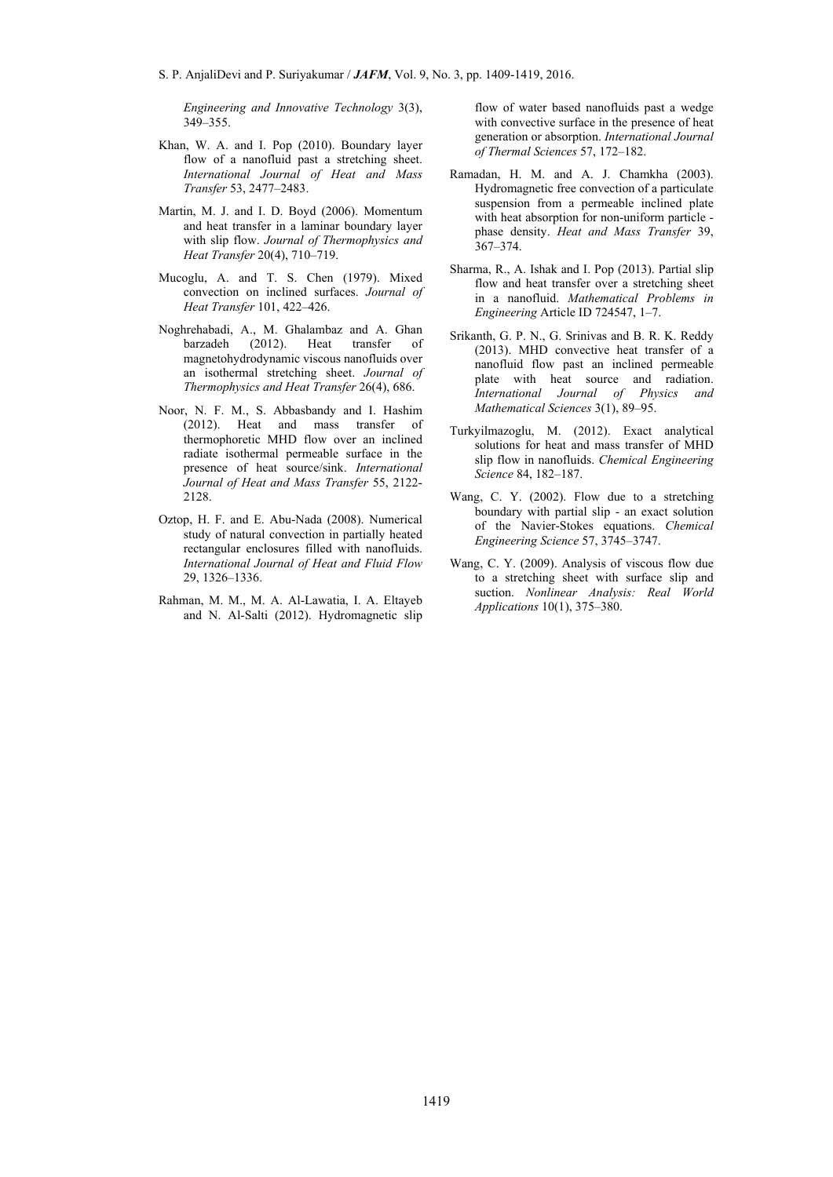*Engineering and Innovative Technology* 3(3), 349–355.

Khan, W. A. and I. Pop (2010). Boundary layer flow of a nanofluid past a stretching sheet. *International Journal of Heat and Mass Transfer* 53, 2477–2483.

Martin, M. J. and I. D. Boyd (2006). Momentum and heat transfer in a laminar boundary layer with slip flow. *Journal of Thermophysics and Heat Transfer* 20(4), 710–719.

Mucoglu, A. and T. S. Chen (1979). Mixed convection on inclined surfaces. *Journal of Heat Transfer* 101, 422–426.

Noghrehabadi, A., M. Ghalambaz and A. Ghan barzadeh (2012). Heat transfer of magnetohydrodynamic viscous nanofluids over an isothermal stretching sheet. *Journal of Thermophysics and Heat Transfer* 26(4), 686.

Noor, N. F. M., S. Abbasbandy and I. Hashim (2012). Heat and mass transfer of thermophoretic MHD flow over an inclined radiate isothermal permeable surface in the presence of heat source/sink. *International Journal of Heat and Mass Transfer* 55, 2122-2128.

Oztop, H. F. and E. Abu-Nada (2008). Numerical study of natural convection in partially heated rectangular enclosures filled with nanofluids. *International Journal of Heat and Fluid Flow* 29, 1326–1336.

Rahman, M. M., M. A. Al-Lawatia, I. A. Eltayeb and N. Al-Salti (2012). Hydromagnetic slip flow of water based nanofluids past a wedge with convective surface in the presence of heat generation or absorption. *International Journal of Thermal Sciences* 57, 172–182.

Ramadan, H. M. and A. J. Chamkha (2003). Hydromagnetic free convection of a particulate suspension from a permeable inclined plate with heat absorption for non-uniform particle - phase density. *Heat and Mass Transfer* 39, 367–374.

Sharma, R., A. Ishak and I. Pop (2013). Partial slip flow and heat transfer over a stretching sheet in a nanofluid. *Mathematical Problems in Engineering* Article ID 724547, 1–7.

Srikanth, G. P. N., G. Srinivas and B. R. K. Reddy (2013). MHD convective heat transfer of a nanofluid flow past an inclined permeable plate with heat source and radiation. *International Journal of Physics and Mathematical Sciences* 3(1), 89–95.

Turkyilmazoglu, M. (2012). Exact analytical solutions for heat and mass transfer of MHD slip flow in nanofluids. *Chemical Engineering Science* 84, 182–187.

Wang, C. Y. (2002). Flow due to a stretching boundary with partial slip - an exact solution of the Navier-Stokes equations. *Chemical Engineering Science* 57, 3745–3747.

Wang, C. Y. (2009). Analysis of viscous flow due to a stretching sheet with surface slip and suction. *Nonlinear Analysis: Real World Applications* 10(1), 375–380.